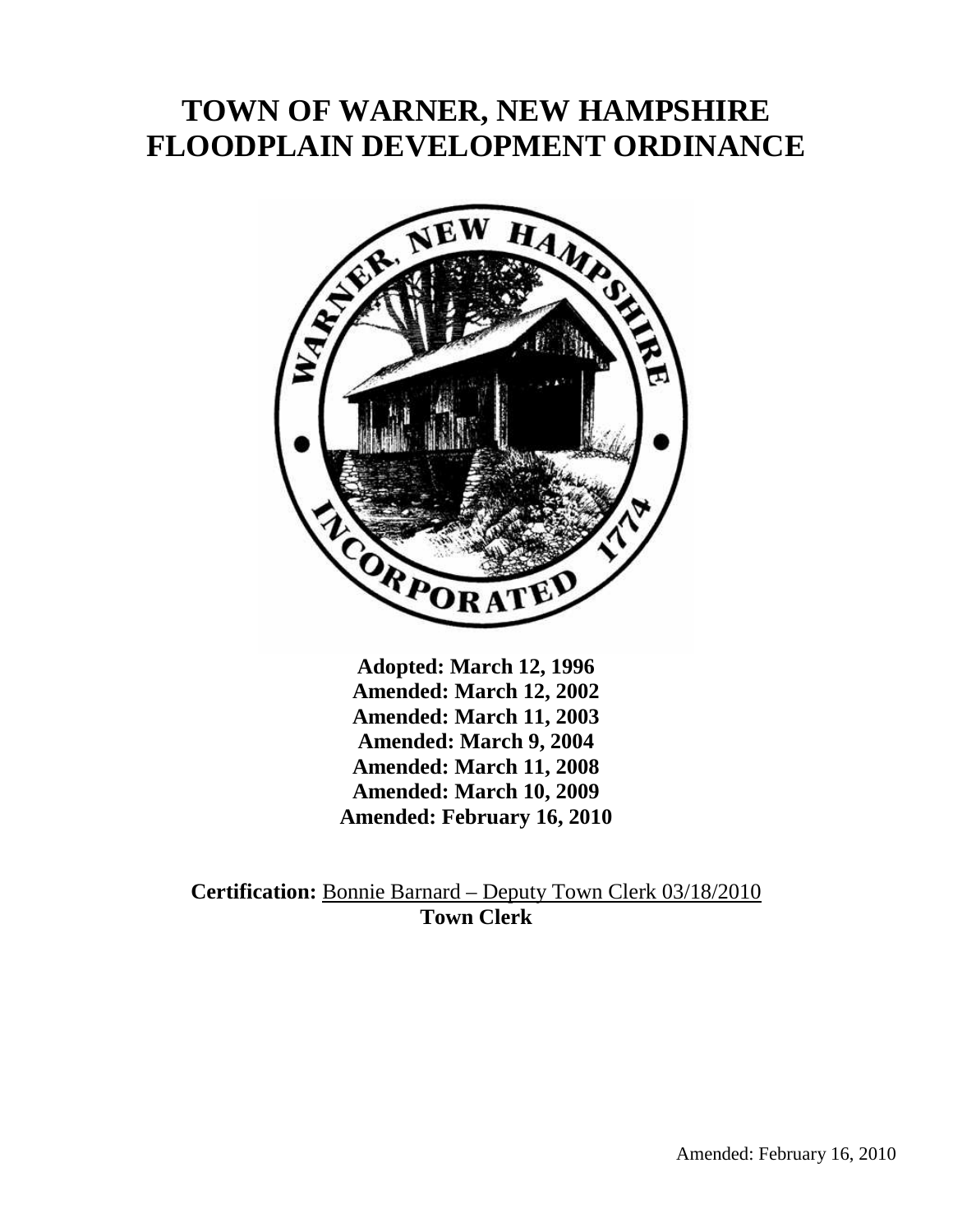# TOWN OF WARNER, NEW HAMPSHIRE
# FLOODPLAIN DEVELOPMENT ORDINANCE

**Adopted: March 12, 1996**
**Amended: March 12, 2002**
**Amended: March 11, 2003**
**Amended: March 9, 2004**
**Amended: March 11, 2008**
**Amended: March 10, 2009**
**Amended: February 16, 2010**

**Certification:** Bonnie Barnard – Deputy Town Clerk 03/18/2010
**Town Clerk**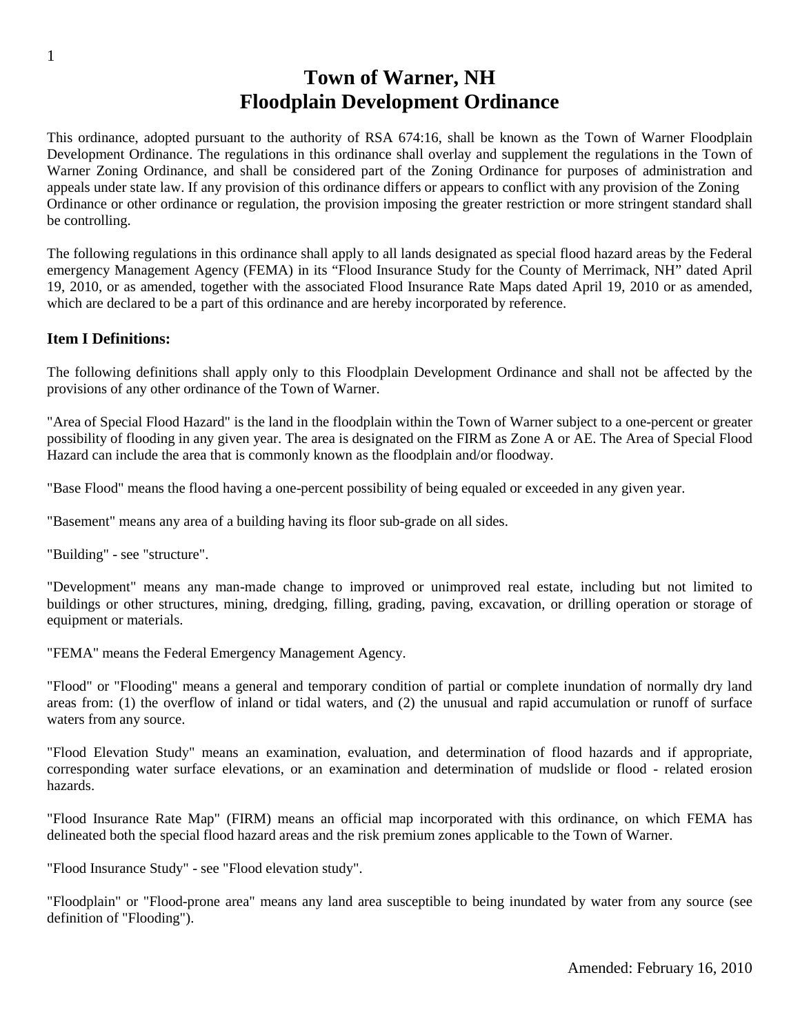# Town of Warner, NH
# Floodplain Development Ordinance

This ordinance, adopted pursuant to the authority of RSA 674:16, shall be known as the Town of Warner Floodplain Development Ordinance. The regulations in this ordinance shall overlay and supplement the regulations in the Town of Warner Zoning Ordinance, and shall be considered part of the Zoning Ordinance for purposes of administration and appeals under state law. If any provision of this ordinance differs or appears to conflict with any provision of the Zoning Ordinance or other ordinance or regulation, the provision imposing the greater restriction or more stringent standard shall be controlling.

The following regulations in this ordinance shall apply to all lands designated as special flood hazard areas by the Federal emergency Management Agency (FEMA) in its "Flood Insurance Study for the County of Merrimack, NH" dated April 19, 2010, or as amended, together with the associated Flood Insurance Rate Maps dated April 19, 2010 or as amended, which are declared to be a part of this ordinance and are hereby incorporated by reference.

### Item I Definitions:

The following definitions shall apply only to this Floodplain Development Ordinance and shall not be affected by the provisions of any other ordinance of the Town of Warner.

"Area of Special Flood Hazard" is the land in the floodplain within the Town of Warner subject to a one-percent or greater possibility of flooding in any given year. The area is designated on the FIRM as Zone A or AE. The Area of Special Flood Hazard can include the area that is commonly known as the floodplain and/or floodway.

"Base Flood" means the flood having a one-percent possibility of being equaled or exceeded in any given year.

"Basement" means any area of a building having its floor sub-grade on all sides.

"Building" - see "structure".

"Development" means any man-made change to improved or unimproved real estate, including but not limited to buildings or other structures, mining, dredging, filling, grading, paving, excavation, or drilling operation or storage of equipment or materials.

"FEMA" means the Federal Emergency Management Agency.

"Flood" or "Flooding" means a general and temporary condition of partial or complete inundation of normally dry land areas from: (1) the overflow of inland or tidal waters, and (2) the unusual and rapid accumulation or runoff of surface waters from any source.

"Flood Elevation Study" means an examination, evaluation, and determination of flood hazards and if appropriate, corresponding water surface elevations, or an examination and determination of mudslide or flood - related erosion hazards.

"Flood Insurance Rate Map" (FIRM) means an official map incorporated with this ordinance, on which FEMA has delineated both the special flood hazard areas and the risk premium zones applicable to the Town of Warner.

"Flood Insurance Study" - see "Flood elevation study".

"Floodplain" or "Flood-prone area" means any land area susceptible to being inundated by water from any source (see definition of "Flooding").

Amended: February 16, 2010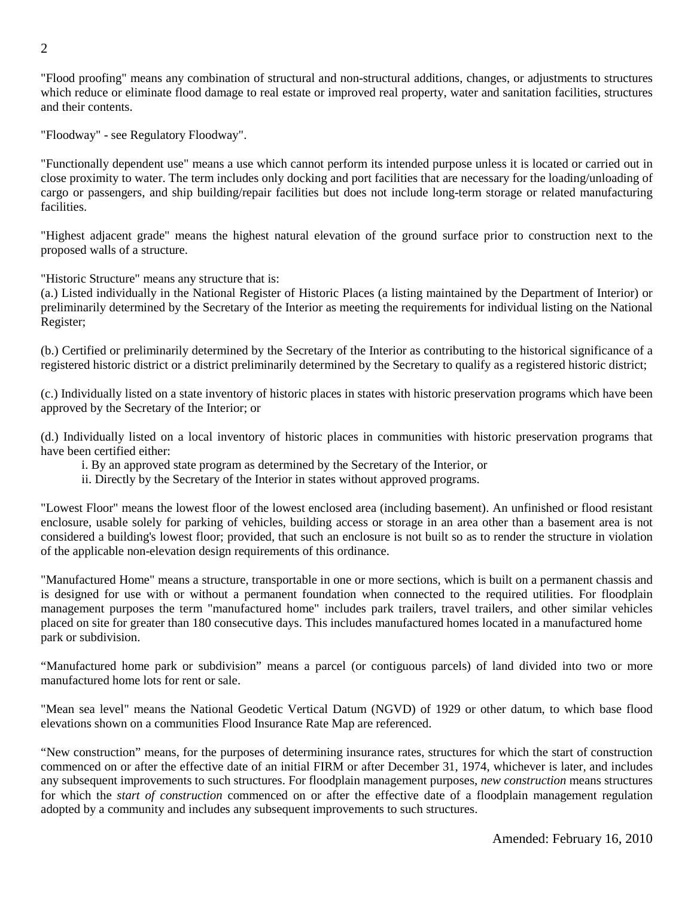"Flood proofing" means any combination of structural and non-structural additions, changes, or adjustments to structures which reduce or eliminate flood damage to real estate or improved real property, water and sanitation facilities, structures and their contents.

"Floodway" - see Regulatory Floodway".

"Functionally dependent use" means a use which cannot perform its intended purpose unless it is located or carried out in close proximity to water. The term includes only docking and port facilities that are necessary for the loading/unloading of cargo or passengers, and ship building/repair facilities but does not include long-term storage or related manufacturing facilities.

"Highest adjacent grade" means the highest natural elevation of the ground surface prior to construction next to the proposed walls of a structure.

"Historic Structure" means any structure that is:

(a.) Listed individually in the National Register of Historic Places (a listing maintained by the Department of Interior) or preliminarily determined by the Secretary of the Interior as meeting the requirements for individual listing on the National Register;

(b.) Certified or preliminarily determined by the Secretary of the Interior as contributing to the historical significance of a registered historic district or a district preliminarily determined by the Secretary to qualify as a registered historic district;

(c.) Individually listed on a state inventory of historic places in states with historic preservation programs which have been approved by the Secretary of the Interior; or

(d.) Individually listed on a local inventory of historic places in communities with historic preservation programs that have been certified either:

i. By an approved state program as determined by the Secretary of the Interior, or
ii. Directly by the Secretary of the Interior in states without approved programs.

"Lowest Floor" means the lowest floor of the lowest enclosed area (including basement). An unfinished or flood resistant enclosure, usable solely for parking of vehicles, building access or storage in an area other than a basement area is not considered a building's lowest floor; provided, that such an enclosure is not built so as to render the structure in violation of the applicable non-elevation design requirements of this ordinance.

"Manufactured Home" means a structure, transportable in one or more sections, which is built on a permanent chassis and is designed for use with or without a permanent foundation when connected to the required utilities. For floodplain management purposes the term "manufactured home" includes park trailers, travel trailers, and other similar vehicles placed on site for greater than 180 consecutive days. This includes manufactured homes located in a manufactured home park or subdivision.

“Manufactured home park or subdivision” means a parcel (or contiguous parcels) of land divided into two or more manufactured home lots for rent or sale.

"Mean sea level" means the National Geodetic Vertical Datum (NGVD) of 1929 or other datum, to which base flood elevations shown on a communities Flood Insurance Rate Map are referenced.

“New construction” means, for the purposes of determining insurance rates, structures for which the start of construction commenced on or after the effective date of an initial FIRM or after December 31, 1974, whichever is later, and includes any subsequent improvements to such structures. For floodplain management purposes, *new construction* means structures for which the *start of construction* commenced on or after the effective date of a floodplain management regulation adopted by a community and includes any subsequent improvements to such structures.

Amended: February 16, 2010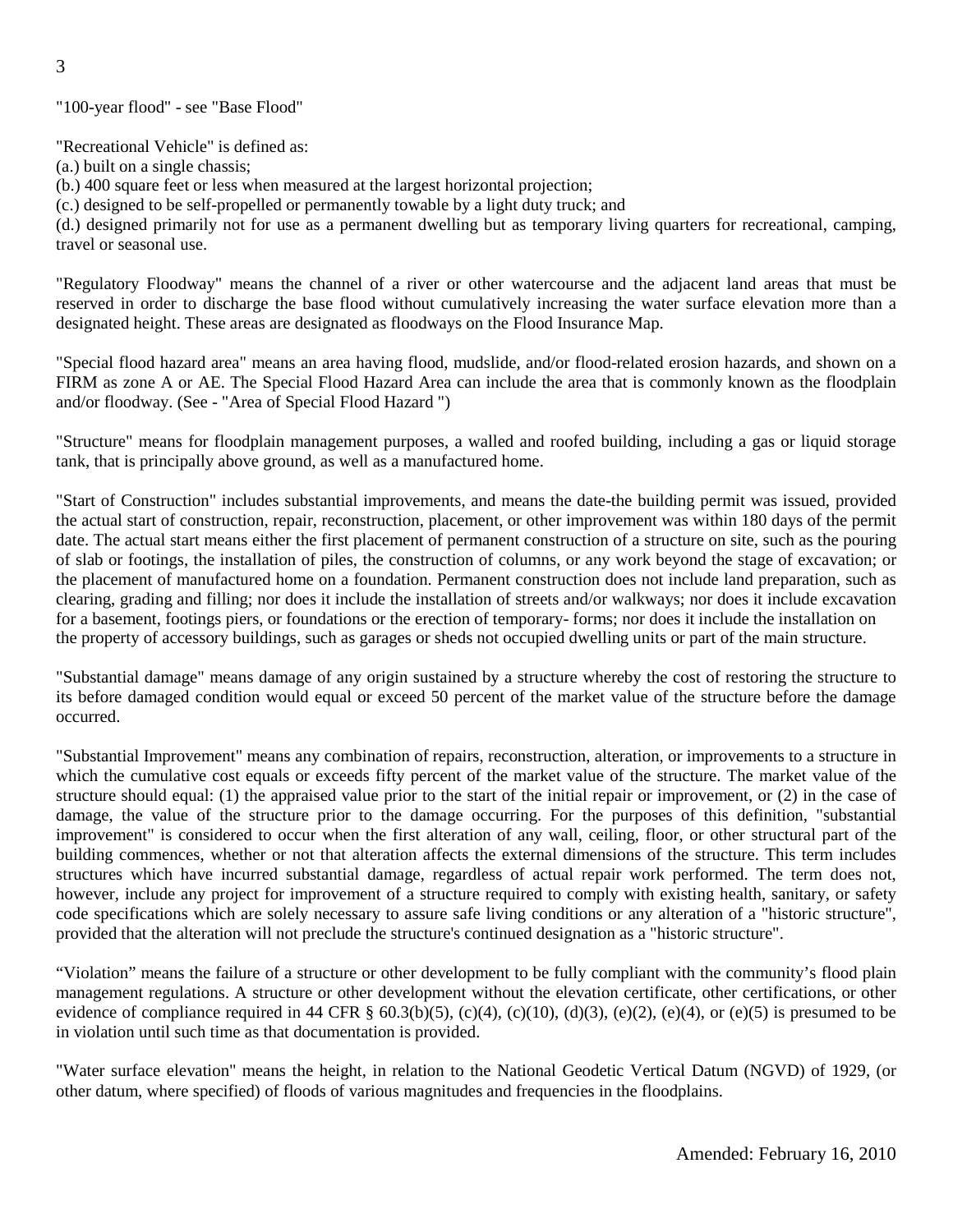"100-year flood" - see "Base Flood"

"Recreational Vehicle" is defined as:
(a.) built on a single chassis;
(b.) 400 square feet or less when measured at the largest horizontal projection;
(c.) designed to be self-propelled or permanently towable by a light duty truck; and
(d.) designed primarily not for use as a permanent dwelling but as temporary living quarters for recreational, camping, travel or seasonal use.

"Regulatory Floodway" means the channel of a river or other watercourse and the adjacent land areas that must be reserved in order to discharge the base flood without cumulatively increasing the water surface elevation more than a designated height. These areas are designated as floodways on the Flood Insurance Map.

"Special flood hazard area" means an area having flood, mudslide, and/or flood-related erosion hazards, and shown on a FIRM as zone A or AE. The Special Flood Hazard Area can include the area that is commonly known as the floodplain and/or floodway. (See - "Area of Special Flood Hazard ")

"Structure" means for floodplain management purposes, a walled and roofed building, including a gas or liquid storage tank, that is principally above ground, as well as a manufactured home.

"Start of Construction" includes substantial improvements, and means the date-the building permit was issued, provided the actual start of construction, repair, reconstruction, placement, or other improvement was within 180 days of the permit date. The actual start means either the first placement of permanent construction of a structure on site, such as the pouring of slab or footings, the installation of piles, the construction of columns, or any work beyond the stage of excavation; or the placement of manufactured home on a foundation. Permanent construction does not include land preparation, such as clearing, grading and filling; nor does it include the installation of streets and/or walkways; nor does it include excavation for a basement, footings piers, or foundations or the erection of temporary- forms; nor does it include the installation on the property of accessory buildings, such as garages or sheds not occupied dwelling units or part of the main structure.

"Substantial damage" means damage of any origin sustained by a structure whereby the cost of restoring the structure to its before damaged condition would equal or exceed 50 percent of the market value of the structure before the damage occurred.

"Substantial Improvement" means any combination of repairs, reconstruction, alteration, or improvements to a structure in which the cumulative cost equals or exceeds fifty percent of the market value of the structure. The market value of the structure should equal: (1) the appraised value prior to the start of the initial repair or improvement, or (2) in the case of damage, the value of the structure prior to the damage occurring. For the purposes of this definition, "substantial improvement" is considered to occur when the first alteration of any wall, ceiling, floor, or other structural part of the building commences, whether or not that alteration affects the external dimensions of the structure. This term includes structures which have incurred substantial damage, regardless of actual repair work performed. The term does not, however, include any project for improvement of a structure required to comply with existing health, sanitary, or safety code specifications which are solely necessary to assure safe living conditions or any alteration of a "historic structure", provided that the alteration will not preclude the structure's continued designation as a "historic structure".

“Violation” means the failure of a structure or other development to be fully compliant with the community’s flood plain management regulations. A structure or other development without the elevation certificate, other certifications, or other evidence of compliance required in 44 CFR § 60.3(b)(5), (c)(4), (c)(10), (d)(3), (e)(2), (e)(4), or (e)(5) is presumed to be in violation until such time as that documentation is provided.

"Water surface elevation" means the height, in relation to the National Geodetic Vertical Datum (NGVD) of 1929, (or other datum, where specified) of floods of various magnitudes and frequencies in the floodplains.

Amended: February 16, 2010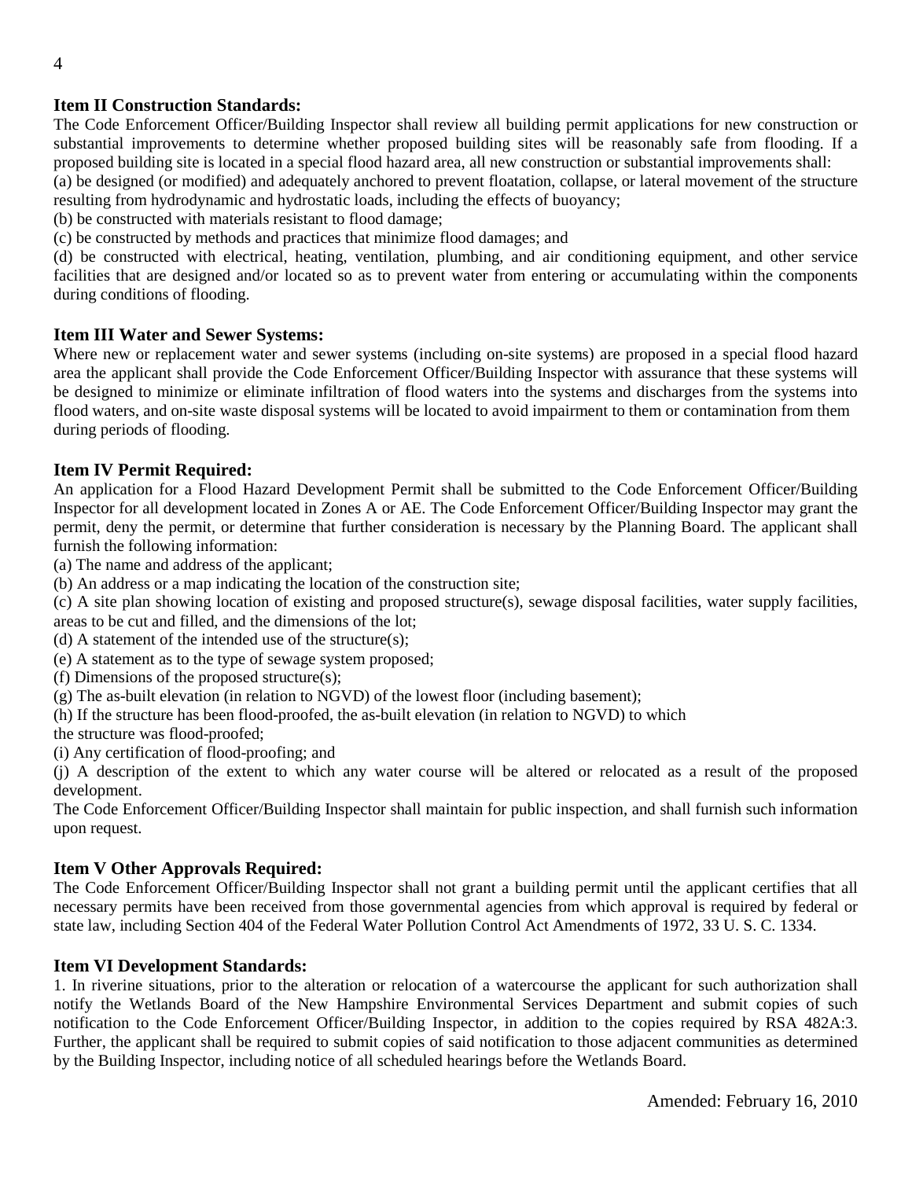### Item II Construction Standards:

The Code Enforcement Officer/Building Inspector shall review all building permit applications for new construction or substantial improvements to determine whether proposed building sites will be reasonably safe from flooding. If a proposed building site is located in a special flood hazard area, all new construction or substantial improvements shall:

(a) be designed (or modified) and adequately anchored to prevent floatation, collapse, or lateral movement of the structure resulting from hydrodynamic and hydrostatic loads, including the effects of buoyancy;

(b) be constructed with materials resistant to flood damage;

(c) be constructed by methods and practices that minimize flood damages; and

(d) be constructed with electrical, heating, ventilation, plumbing, and air conditioning equipment, and other service facilities that are designed and/or located so as to prevent water from entering or accumulating within the components during conditions of flooding.

### Item III Water and Sewer Systems:

Where new or replacement water and sewer systems (including on-site systems) are proposed in a special flood hazard area the applicant shall provide the Code Enforcement Officer/Building Inspector with assurance that these systems will be designed to minimize or eliminate infiltration of flood waters into the systems and discharges from the systems into flood waters, and on-site waste disposal systems will be located to avoid impairment to them or contamination from them during periods of flooding.

### Item IV Permit Required:

An application for a Flood Hazard Development Permit shall be submitted to the Code Enforcement Officer/Building Inspector for all development located in Zones A or AE. The Code Enforcement Officer/Building Inspector may grant the permit, deny the permit, or determine that further consideration is necessary by the Planning Board. The applicant shall furnish the following information:

(a) The name and address of the applicant;

(b) An address or a map indicating the location of the construction site;

(c) A site plan showing location of existing and proposed structure(s), sewage disposal facilities, water supply facilities, areas to be cut and filled, and the dimensions of the lot;

(d) A statement of the intended use of the structure(s);

(e) A statement as to the type of sewage system proposed;

(f) Dimensions of the proposed structure(s);

(g) The as-built elevation (in relation to NGVD) of the lowest floor (including basement);

(h) If the structure has been flood-proofed, the as-built elevation (in relation to NGVD) to which the structure was flood-proofed;

(i) Any certification of flood-proofing; and

(j) A description of the extent to which any water course will be altered or relocated as a result of the proposed development.

The Code Enforcement Officer/Building Inspector shall maintain for public inspection, and shall furnish such information upon request.

### Item V Other Approvals Required:

The Code Enforcement Officer/Building Inspector shall not grant a building permit until the applicant certifies that all necessary permits have been received from those governmental agencies from which approval is required by federal or state law, including Section 404 of the Federal Water Pollution Control Act Amendments of 1972, 33 U. S. C. 1334.

### Item VI Development Standards:

1. In riverine situations, prior to the alteration or relocation of a watercourse the applicant for such authorization shall notify the Wetlands Board of the New Hampshire Environmental Services Department and submit copies of such notification to the Code Enforcement Officer/Building Inspector, in addition to the copies required by RSA 482A:3. Further, the applicant shall be required to submit copies of said notification to those adjacent communities as determined by the Building Inspector, including notice of all scheduled hearings before the Wetlands Board.

Amended: February 16, 2010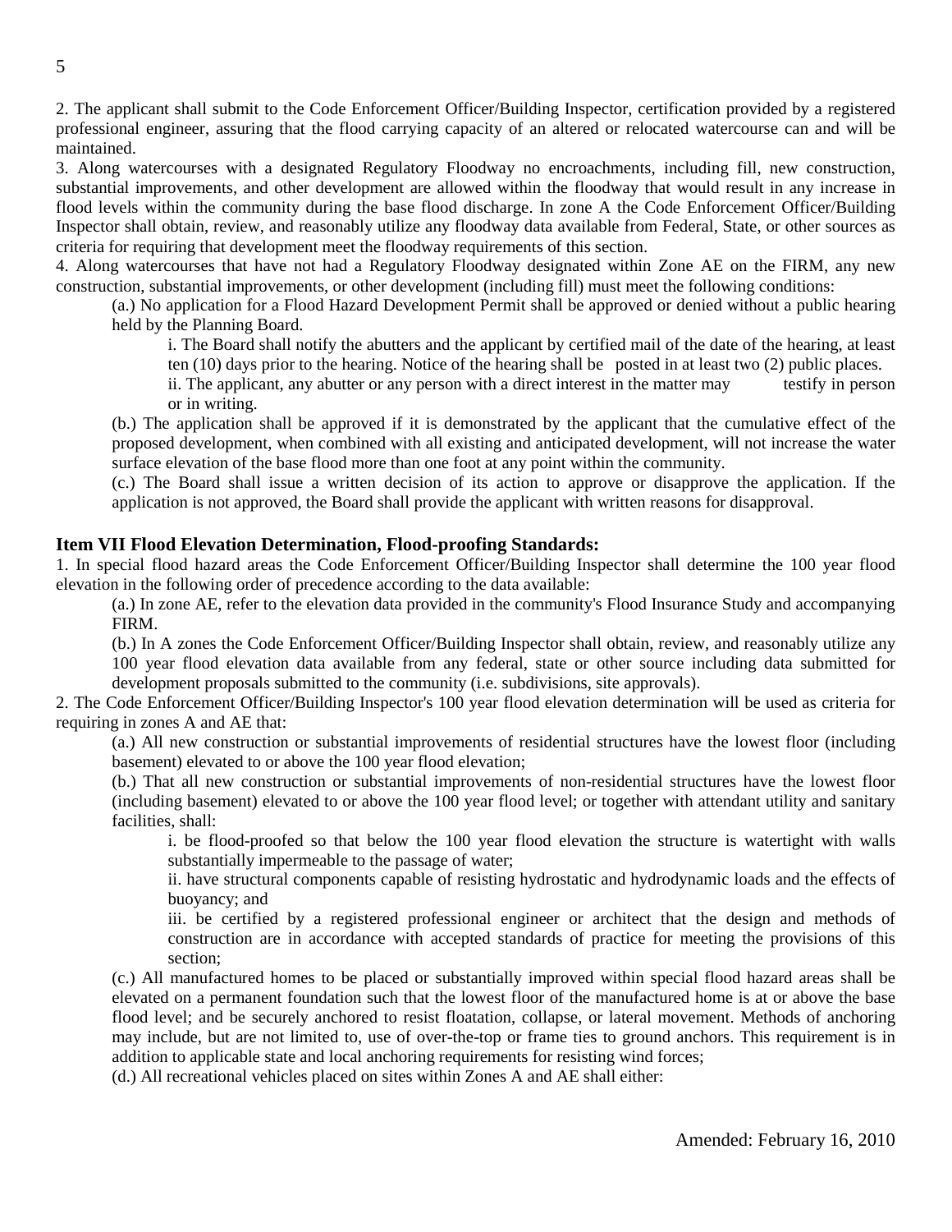2. The applicant shall submit to the Code Enforcement Officer/Building Inspector, certification provided by a registered professional engineer, assuring that the flood carrying capacity of an altered or relocated watercourse can and will be maintained.

3. Along watercourses with a designated Regulatory Floodway no encroachments, including fill, new construction, substantial improvements, and other development are allowed within the floodway that would result in any increase in flood levels within the community during the base flood discharge. In zone A the Code Enforcement Officer/Building Inspector shall obtain, review, and reasonably utilize any floodway data available from Federal, State, or other sources as criteria for requiring that development meet the floodway requirements of this section.

4. Along watercourses that have not had a Regulatory Floodway designated within Zone AE on the FIRM, any new construction, substantial improvements, or other development (including fill) must meet the following conditions:

(a.) No application for a Flood Hazard Development Permit shall be approved or denied without a public hearing held by the Planning Board.

i. The Board shall notify the abutters and the applicant by certified mail of the date of the hearing, at least ten (10) days prior to the hearing. Notice of the hearing shall be posted in at least two (2) public places.

ii. The applicant, any abutter or any person with a direct interest in the matter may testify in person or in writing.

(b.) The application shall be approved if it is demonstrated by the applicant that the cumulative effect of the proposed development, when combined with all existing and anticipated development, will not increase the water surface elevation of the base flood more than one foot at any point within the community.

(c.) The Board shall issue a written decision of its action to approve or disapprove the application. If the application is not approved, the Board shall provide the applicant with written reasons for disapproval.

## Item VII Flood Elevation Determination, Flood-proofing Standards:

1. In special flood hazard areas the Code Enforcement Officer/Building Inspector shall determine the 100 year flood elevation in the following order of precedence according to the data available:

(a.) In zone AE, refer to the elevation data provided in the community's Flood Insurance Study and accompanying FIRM.

(b.) In A zones the Code Enforcement Officer/Building Inspector shall obtain, review, and reasonably utilize any 100 year flood elevation data available from any federal, state or other source including data submitted for development proposals submitted to the community (i.e. subdivisions, site approvals).

2. The Code Enforcement Officer/Building Inspector's 100 year flood elevation determination will be used as criteria for requiring in zones A and AE that:

(a.) All new construction or substantial improvements of residential structures have the lowest floor (including basement) elevated to or above the 100 year flood elevation;

(b.) That all new construction or substantial improvements of non-residential structures have the lowest floor (including basement) elevated to or above the 100 year flood level; or together with attendant utility and sanitary facilities, shall:

i. be flood-proofed so that below the 100 year flood elevation the structure is watertight with walls substantially impermeable to the passage of water;

ii. have structural components capable of resisting hydrostatic and hydrodynamic loads and the effects of buoyancy; and

iii. be certified by a registered professional engineer or architect that the design and methods of construction are in accordance with accepted standards of practice for meeting the provisions of this section;

(c.) All manufactured homes to be placed or substantially improved within special flood hazard areas shall be elevated on a permanent foundation such that the lowest floor of the manufactured home is at or above the base flood level; and be securely anchored to resist floatation, collapse, or lateral movement. Methods of anchoring may include, but are not limited to, use of over-the-top or frame ties to ground anchors. This requirement is in addition to applicable state and local anchoring requirements for resisting wind forces;

(d.) All recreational vehicles placed on sites within Zones A and AE shall either:

Amended: February 16, 2010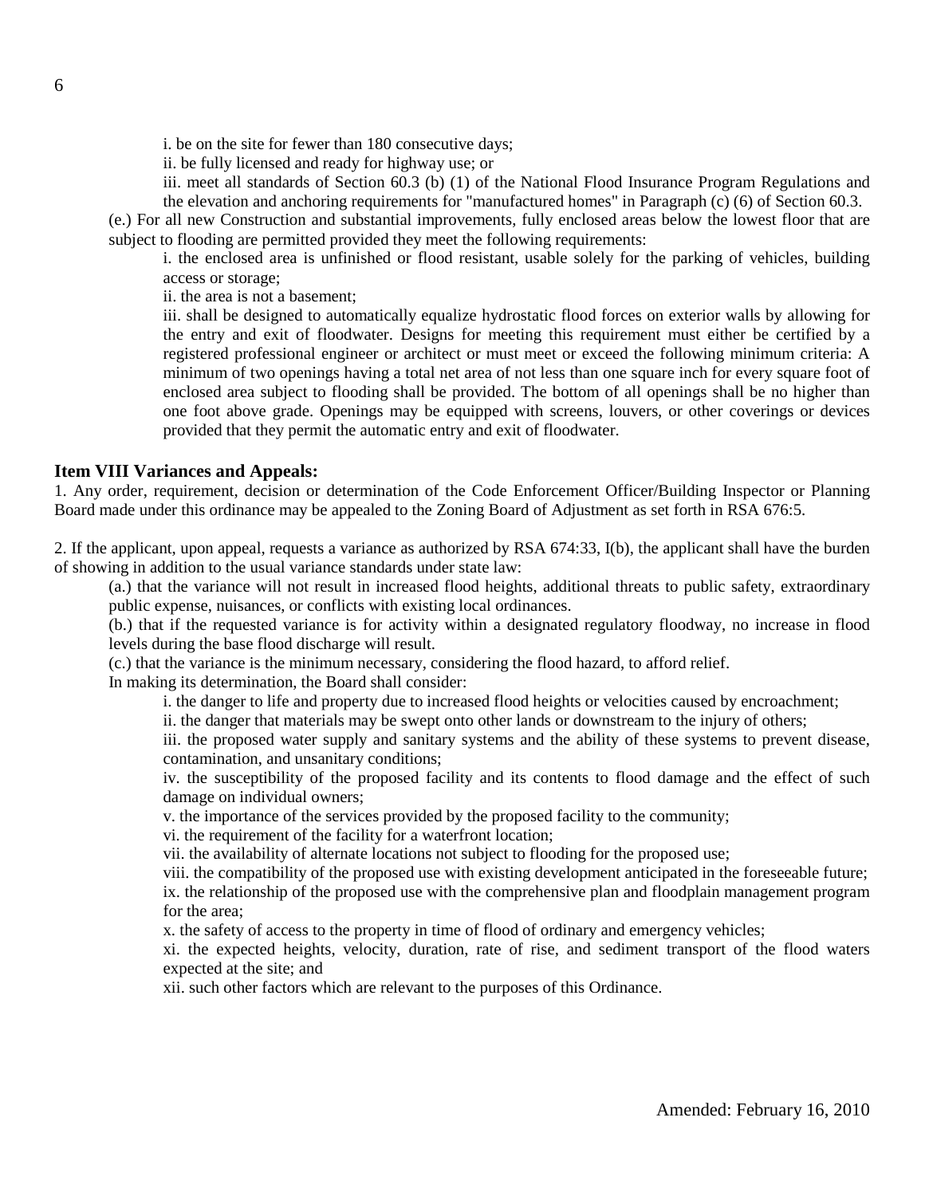i. be on the site for fewer than 180 consecutive days;

ii. be fully licensed and ready for highway use; or

iii. meet all standards of Section 60.3 (b) (1) of the National Flood Insurance Program Regulations and the elevation and anchoring requirements for "manufactured homes" in Paragraph (c) (6) of Section 60.3.

(e.) For all new Construction and substantial improvements, fully enclosed areas below the lowest floor that are subject to flooding are permitted provided they meet the following requirements:

i. the enclosed area is unfinished or flood resistant, usable solely for the parking of vehicles, building access or storage;

ii. the area is not a basement;

iii. shall be designed to automatically equalize hydrostatic flood forces on exterior walls by allowing for the entry and exit of floodwater. Designs for meeting this requirement must either be certified by a registered professional engineer or architect or must meet or exceed the following minimum criteria: A minimum of two openings having a total net area of not less than one square inch for every square foot of enclosed area subject to flooding shall be provided. The bottom of all openings shall be no higher than one foot above grade. Openings may be equipped with screens, louvers, or other coverings or devices provided that they permit the automatic entry and exit of floodwater.

### Item VIII Variances and Appeals:

1. Any order, requirement, decision or determination of the Code Enforcement Officer/Building Inspector or Planning Board made under this ordinance may be appealed to the Zoning Board of Adjustment as set forth in RSA 676:5.

2. If the applicant, upon appeal, requests a variance as authorized by RSA 674:33, I(b), the applicant shall have the burden of showing in addition to the usual variance standards under state law:

(a.) that the variance will not result in increased flood heights, additional threats to public safety, extraordinary public expense, nuisances, or conflicts with existing local ordinances.

(b.) that if the requested variance is for activity within a designated regulatory floodway, no increase in flood levels during the base flood discharge will result.

(c.) that the variance is the minimum necessary, considering the flood hazard, to afford relief.

In making its determination, the Board shall consider:

i. the danger to life and property due to increased flood heights or velocities caused by encroachment;

ii. the danger that materials may be swept onto other lands or downstream to the injury of others;

iii. the proposed water supply and sanitary systems and the ability of these systems to prevent disease, contamination, and unsanitary conditions;

iv. the susceptibility of the proposed facility and its contents to flood damage and the effect of such damage on individual owners;

v. the importance of the services provided by the proposed facility to the community;

vi. the requirement of the facility for a waterfront location;

vii. the availability of alternate locations not subject to flooding for the proposed use;

viii. the compatibility of the proposed use with existing development anticipated in the foreseeable future;

ix. the relationship of the proposed use with the comprehensive plan and floodplain management program for the area;

x. the safety of access to the property in time of flood of ordinary and emergency vehicles;

xi. the expected heights, velocity, duration, rate of rise, and sediment transport of the flood waters expected at the site; and

xii. such other factors which are relevant to the purposes of this Ordinance.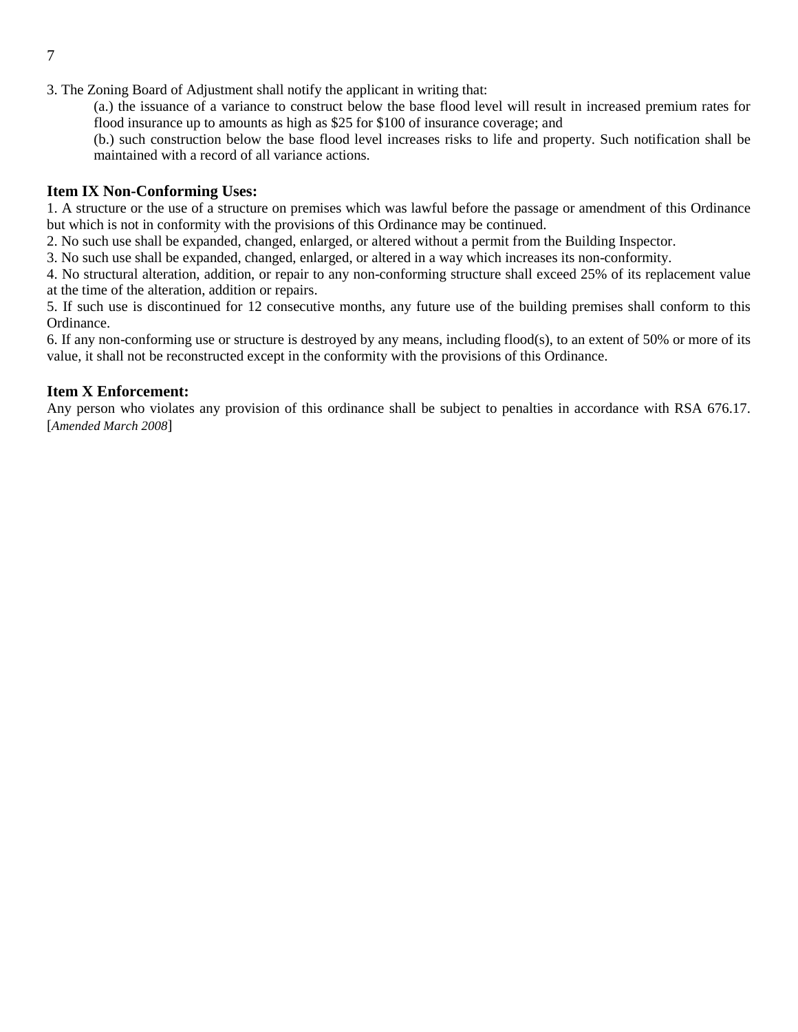3. The Zoning Board of Adjustment shall notify the applicant in writing that:

(a.) the issuance of a variance to construct below the base flood level will result in increased premium rates for flood insurance up to amounts as high as $25 for $100 of insurance coverage; and

(b.) such construction below the base flood level increases risks to life and property. Such notification shall be maintained with a record of all variance actions.

### Item IX Non-Conforming Uses:

1. A structure or the use of a structure on premises which was lawful before the passage or amendment of this Ordinance but which is not in conformity with the provisions of this Ordinance may be continued.
2. No such use shall be expanded, changed, enlarged, or altered without a permit from the Building Inspector.
3. No such use shall be expanded, changed, enlarged, or altered in a way which increases its non-conformity.
4. No structural alteration, addition, or repair to any non-conforming structure shall exceed 25% of its replacement value at the time of the alteration, addition or repairs.
5. If such use is discontinued for 12 consecutive months, any future use of the building premises shall conform to this Ordinance.
6. If any non-conforming use or structure is destroyed by any means, including flood(s), to an extent of 50% or more of its value, it shall not be reconstructed except in the conformity with the provisions of this Ordinance.

### Item X Enforcement:

Any person who violates any provision of this ordinance shall be subject to penalties in accordance with RSA 676.17. [*Amended March 2008*]